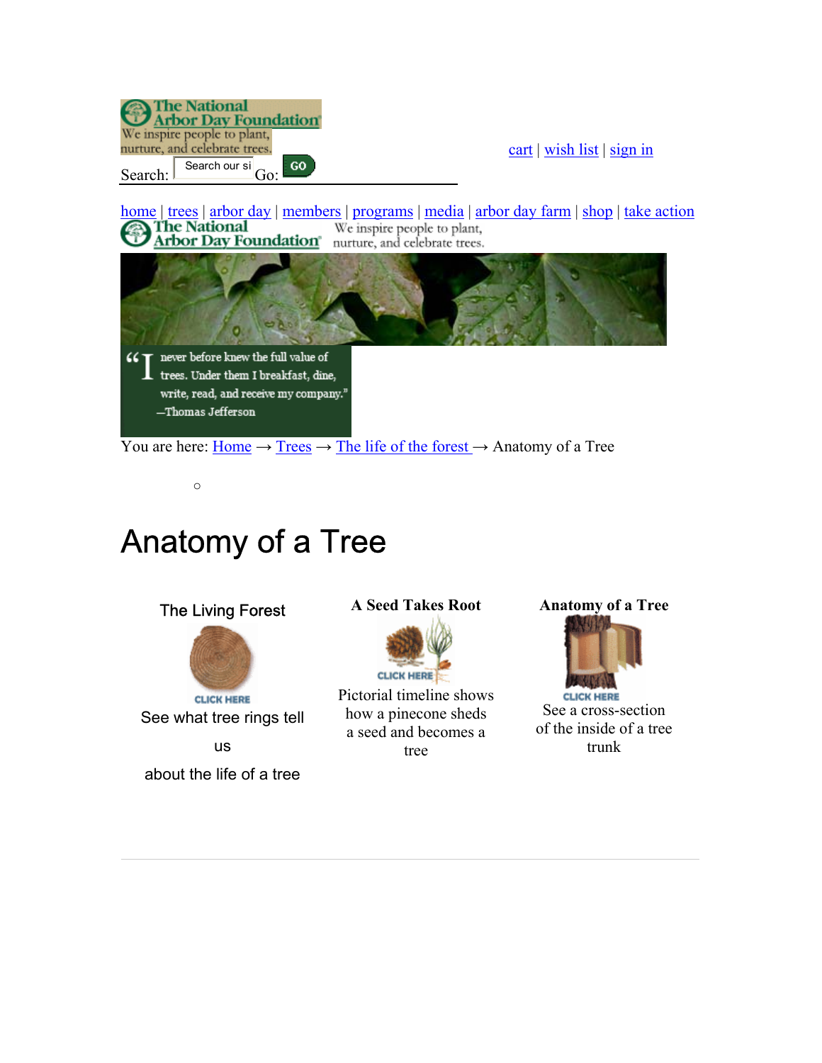The National Arbor Day Foundation
We inspire people to plant, nurture, and celebrate trees.

Search: Search our si Go: GO

cart | wish list | sign in

home | trees | arbor day | members | programs | media | arbor day farm | shop | take action

The National Arbor Day Foundation
We inspire people to plant, nurture, and celebrate trees.

"I never before knew the full value of trees. Under them I breakfast, dine, write, read, and receive my company."
—Thomas Jefferson

You are here: Home → Trees → The life of the forest → Anatomy of a Tree

# Anatomy of a Tree

| The Living Forest | A Seed Takes Root | Anatomy of a Tree |
|---|---|---|
| CLICK HERE | CLICK HERE | CLICK HERE |
| See what tree rings tell us about the life of a tree | Pictorial timeline shows how a pinecone sheds a seed and becomes a tree | See a cross-section of the inside of a tree trunk |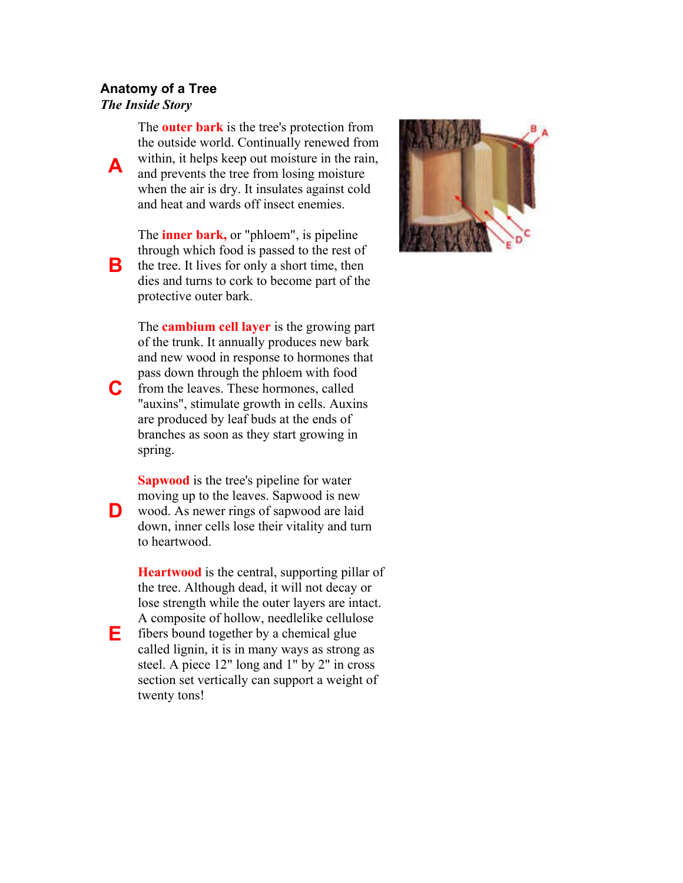## Anatomy of a Tree

*The Inside Story*

**A** The **outer bark** is the tree's protection from the outside world. Continually renewed from within, it helps keep out moisture in the rain, and prevents the tree from losing moisture when the air is dry. It insulates against cold and heat and wards off insect enemies.

**B** The **inner bark,** or "phloem", is pipeline through which food is passed to the rest of the tree. It lives for only a short time, then dies and turns to cork to become part of the protective outer bark.

**C** The **cambium cell layer** is the growing part of the trunk. It annually produces new bark and new wood in response to hormones that pass down through the phloem with food from the leaves. These hormones, called "auxins", stimulate growth in cells. Auxins are produced by leaf buds at the ends of branches as soon as they start growing in spring.

**D** **Sapwood** is the tree's pipeline for water moving up to the leaves. Sapwood is new wood. As newer rings of sapwood are laid down, inner cells lose their vitality and turn to heartwood.

**E** **Heartwood** is the central, supporting pillar of the tree. Although dead, it will not decay or lose strength while the outer layers are intact. A composite of hollow, needlelike cellulose fibers bound together by a chemical glue called lignin, it is in many ways as strong as steel. A piece 12" long and 1" by 2" in cross section set vertically can support a weight of twenty tons!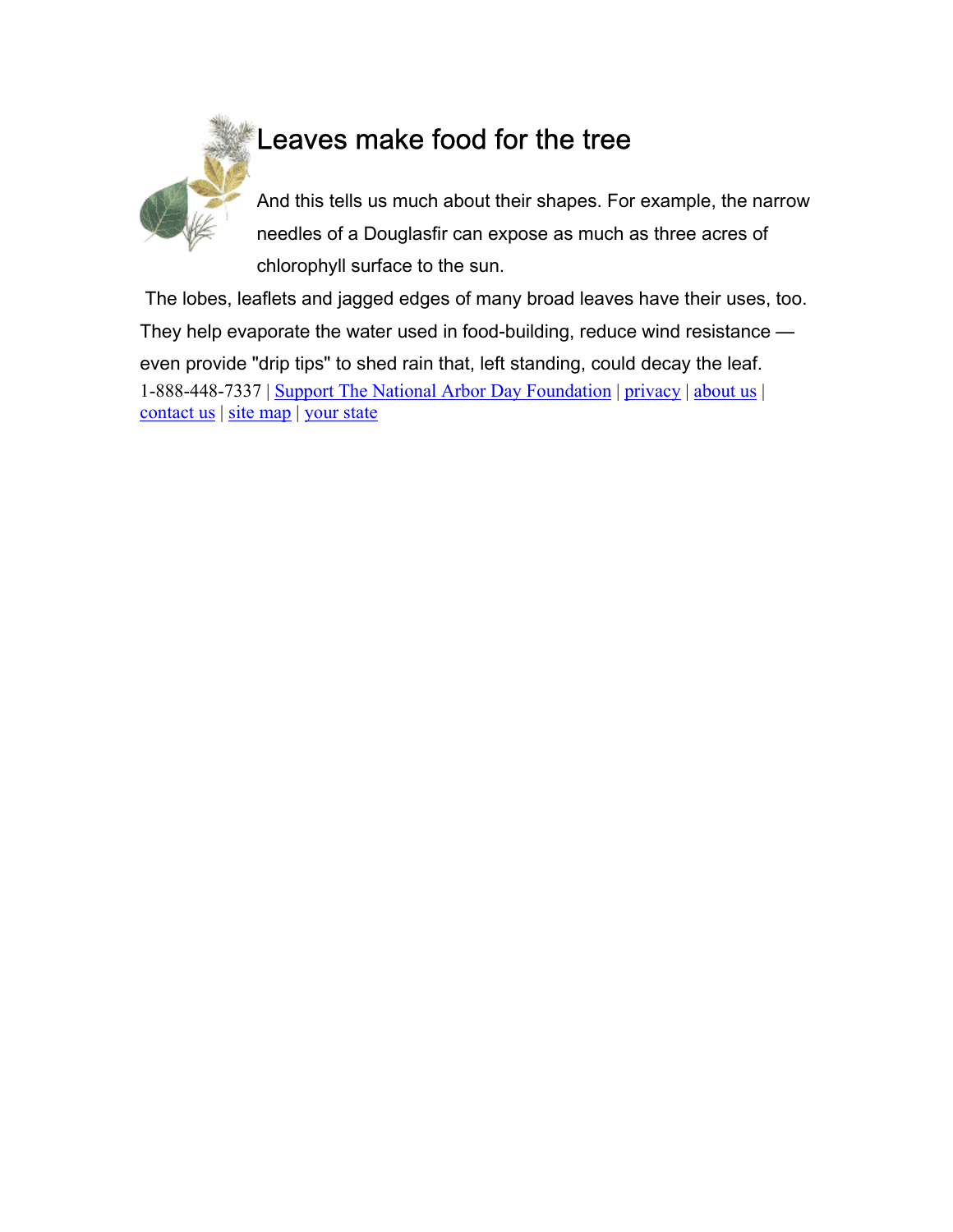# Leaves make food for the tree

And this tells us much about their shapes. For example, the narrow needles of a Douglasfir can expose as much as three acres of chlorophyll surface to the sun.

The lobes, leaflets and jagged edges of many broad leaves have their uses, too. They help evaporate the water used in food-building, reduce wind resistance — even provide "drip tips" to shed rain that, left standing, could decay the leaf.

1-888-448-7337 | Support The National Arbor Day Foundation | privacy | about us | contact us | site map | your state